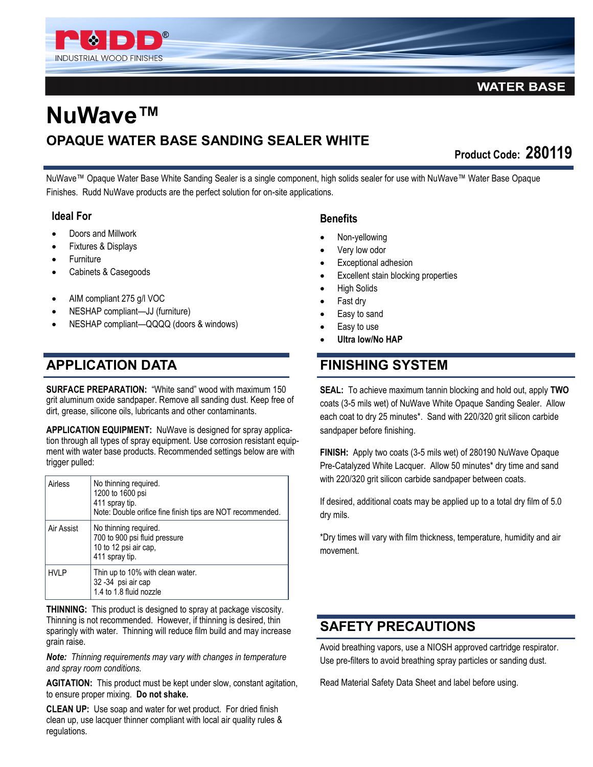RUDD®
INDUSTRIAL WOOD FINISHES

WATER BASE

# NuWave™

## OPAQUE WATER BASE SANDING SEALER WHITE

**Product Code: 280119**

NuWave™ Opaque Water Base White Sanding Sealer is a single component, high solids sealer for use with NuWave™ Water Base Opaque Finishes. Rudd NuWave products are the perfect solution for on-site applications.

### Ideal For

- Doors and Millwork
- Fixtures & Displays
- Furniture
- Cabinets & Casegoods

- AIM compliant 275 g/l VOC
- NESHAP compliant—JJ (furniture)
- NESHAP compliant—QQQQ (doors & windows)

### Benefits

- Non-yellowing
- Very low odor
- Exceptional adhesion
- Excellent stain blocking properties
- High Solids
- Fast dry
- Easy to sand
- Easy to use
- **Ultra low/No HAP**

## APPLICATION DATA

**SURFACE PREPARATION:** "White sand" wood with maximum 150 grit aluminum oxide sandpaper. Remove all sanding dust. Keep free of dirt, grease, silicone oils, lubricants and other contaminants.

**APPLICATION EQUIPMENT:** NuWave is designed for spray application through all types of spray equipment. Use corrosion resistant equipment with water base products. Recommended settings below are with trigger pulled:

| | |
|---|---|
| Airless | No thinning required.<br>1200 to 1600 psi<br>411 spray tip.<br>Note: Double orifice fine finish tips are NOT recommended. |
| Air Assist | No thinning required.<br>700 to 900 psi fluid pressure<br>10 to 12 psi air cap,<br>411 spray tip. |
| HVLP | Thin up to 10% with clean water.<br>32 -34 psi air cap<br>1.4 to 1.8 fluid nozzle |

**THINNING:** This product is designed to spray at package viscosity. Thinning is not recommended. However, if thinning is desired, thin sparingly with water. Thinning will reduce film build and may increase grain raise.

***Note:*** *Thinning requirements may vary with changes in temperature and spray room conditions.*

**AGITATION:** This product must be kept under slow, constant agitation, to ensure proper mixing. **Do not shake.**

**CLEAN UP:** Use soap and water for wet product. For dried finish clean up, use lacquer thinner compliant with local air quality rules & regulations.

## FINISHING SYSTEM

**SEAL:** To achieve maximum tannin blocking and hold out, apply **TWO** coats (3-5 mils wet) of NuWave White Opaque Sanding Sealer. Allow each coat to dry 25 minutes*. Sand with 220/320 grit silicon carbide sandpaper before finishing.

**FINISH:** Apply two coats (3-5 mils wet) of 280190 NuWave Opaque Pre-Catalyzed White Lacquer. Allow 50 minutes* dry time and sand with 220/320 grit silicon carbide sandpaper between coats.

If desired, additional coats may be applied up to a total dry film of 5.0 dry mils.

*Dry times will vary with film thickness, temperature, humidity and air movement.

## SAFETY PRECAUTIONS

Avoid breathing vapors, use a NIOSH approved cartridge respirator. Use pre-filters to avoid breathing spray particles or sanding dust.

Read Material Safety Data Sheet and label before using.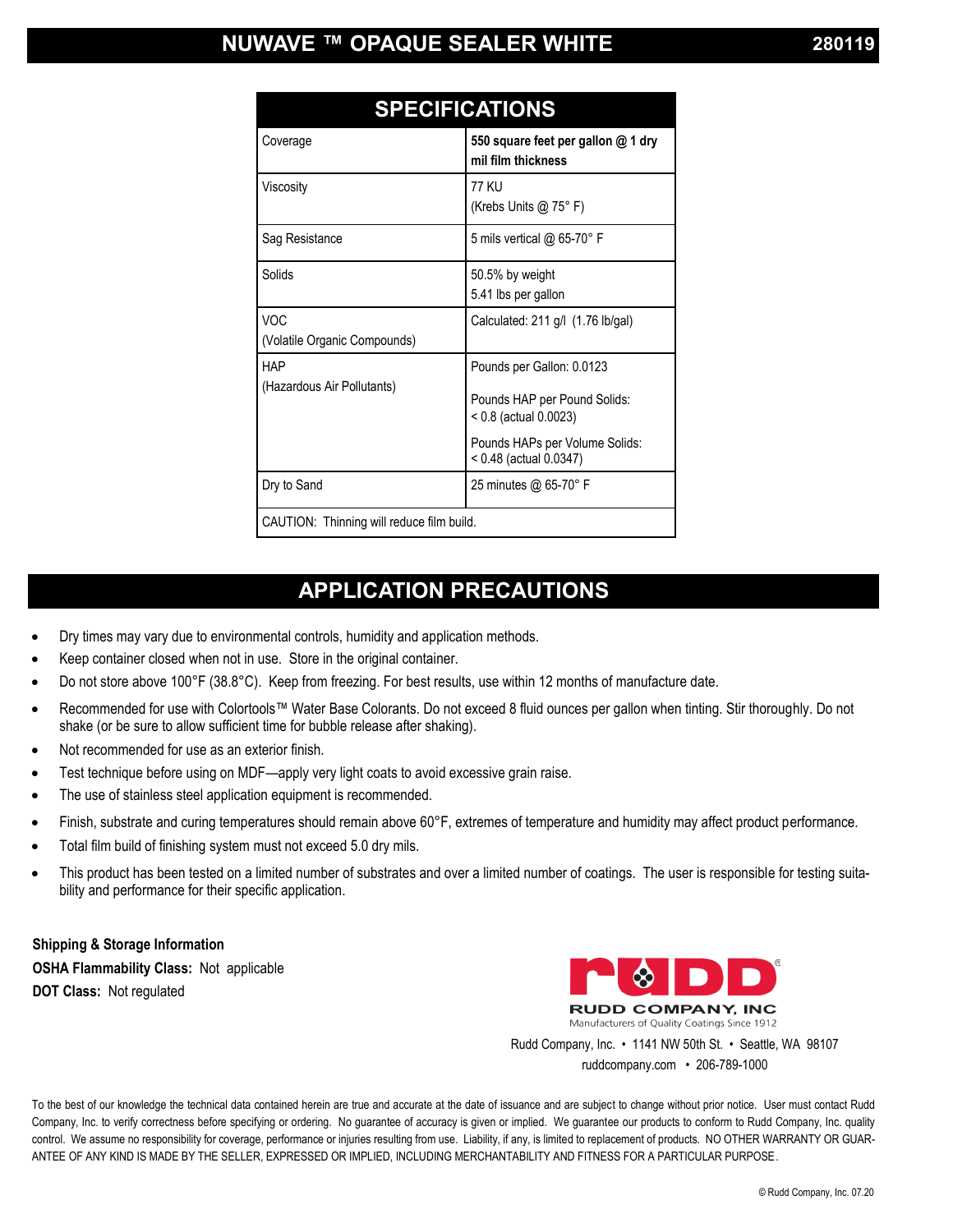# NUWAVE ™ OPAQUE SEALER WHITE

280119

## SPECIFICATIONS

| | |
|---|---|
| Coverage | **550 square feet per gallon @ 1 dry mil film thickness** |
| Viscosity | 77 KU (Krebs Units @ 75° F) |
| Sag Resistance | 5 mils vertical @ 65-70° F |
| Solids | 50.5% by weight<br>5.41 lbs per gallon |
| VOC (Volatile Organic Compounds) | Calculated: 211 g/l (1.76 lb/gal) |
| HAP (Hazardous Air Pollutants) | Pounds per Gallon: 0.0123<br>Pounds HAP per Pound Solids: < 0.8 (actual 0.0023)<br>Pounds HAPs per Volume Solids: < 0.48 (actual 0.0347) |
| Dry to Sand | 25 minutes @ 65-70° F |
| CAUTION: Thinning will reduce film build. | |

## APPLICATION PRECAUTIONS

- Dry times may vary due to environmental controls, humidity and application methods.
- Keep container closed when not in use. Store in the original container.
- Do not store above 100°F (38.8°C). Keep from freezing. For best results, use within 12 months of manufacture date.
- Recommended for use with Colortools™ Water Base Colorants. Do not exceed 8 fluid ounces per gallon when tinting. Stir thoroughly. Do not shake (or be sure to allow sufficient time for bubble release after shaking).
- Not recommended for use as an exterior finish.
- Test technique before using on MDF—apply very light coats to avoid excessive grain raise.
- The use of stainless steel application equipment is recommended.
- Finish, substrate and curing temperatures should remain above 60°F, extremes of temperature and humidity may affect product performance.
- Total film build of finishing system must not exceed 5.0 dry mils.
- This product has been tested on a limited number of substrates and over a limited number of coatings. The user is responsible for testing suitability and performance for their specific application.

**Shipping & Storage Information**
**OSHA Flammability Class:** Not applicable
**DOT Class:** Not regulated

RUDD COMPANY, INC
Manufacturers of Quality Coatings Since 1912

Rudd Company, Inc. • 1141 NW 50th St. • Seattle, WA 98107
ruddcompany.com • 206-789-1000

To the best of our knowledge the technical data contained herein are true and accurate at the date of issuance and are subject to change without prior notice. User must contact Rudd Company, Inc. to verify correctness before specifying or ordering. No guarantee of accuracy is given or implied. We guarantee our products to conform to Rudd Company, Inc. quality control. We assume no responsibility for coverage, performance or injuries resulting from use. Liability, if any, is limited to replacement of products. NO OTHER WARRANTY OR GUARANTEE OF ANY KIND IS MADE BY THE SELLER, EXPRESSED OR IMPLIED, INCLUDING MERCHANTABILITY AND FITNESS FOR A PARTICULAR PURPOSE.

© Rudd Company, Inc. 07.20